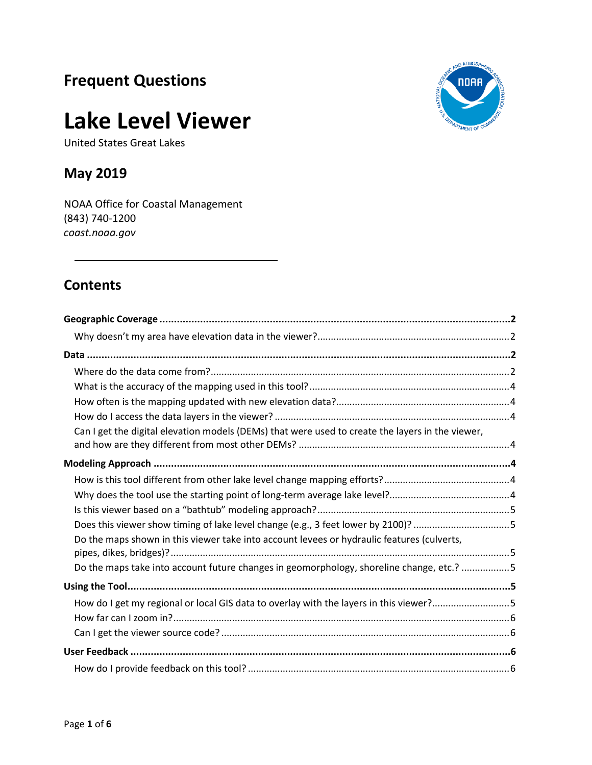## Frequent Questions

# Lake Level Viewer

United States Great Lakes

## May 2019

NOAA Office for Coastal Management
(843) 740-1200
*coast.noaa.gov*

---

## Contents

**Geographic Coverage** ..... **2**
- Why doesn't my area have elevation data in the viewer? ..... 2

**Data** ..... **2**
- Where do the data come from? ..... 2
- What is the accuracy of the mapping used in this tool? ..... 4
- How often is the mapping updated with new elevation data? ..... 4
- How do I access the data layers in the viewer? ..... 4
- Can I get the digital elevation models (DEMs) that were used to create the layers in the viewer, and how are they different from most other DEMs? ..... 4

**Modeling Approach** ..... **4**
- How is this tool different from other lake level change mapping efforts? ..... 4
- Why does the tool use the starting point of long-term average lake level? ..... 4
- Is this viewer based on a "bathtub" modeling approach? ..... 5
- Does this viewer show timing of lake level change (e.g., 3 feet lower by 2100)? ..... 5
- Do the maps shown in this viewer take into account levees or hydraulic features (culverts, pipes, dikes, bridges)? ..... 5
- Do the maps take into account future changes in geomorphology, shoreline change, etc.? ..... 5

**Using the Tool** ..... **5**
- How do I get my regional or local GIS data to overlay with the layers in this viewer? ..... 5
- How far can I zoom in? ..... 6
- Can I get the viewer source code? ..... 6

**User Feedback** ..... **6**
- How do I provide feedback on this tool? ..... 6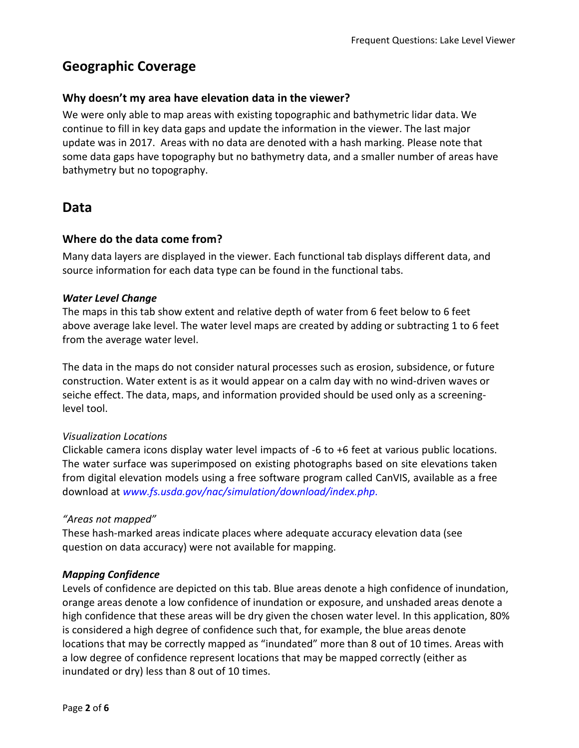## Geographic Coverage

### Why doesn't my area have elevation data in the viewer?

We were only able to map areas with existing topographic and bathymetric lidar data. We continue to fill in key data gaps and update the information in the viewer. The last major update was in 2017. Areas with no data are denoted with a hash marking. Please note that some data gaps have topography but no bathymetry data, and a smaller number of areas have bathymetry but no topography.

## Data

### Where do the data come from?

Many data layers are displayed in the viewer. Each functional tab displays different data, and source information for each data type can be found in the functional tabs.

***Water Level Change***

The maps in this tab show extent and relative depth of water from 6 feet below to 6 feet above average lake level. The water level maps are created by adding or subtracting 1 to 6 feet from the average water level.

The data in the maps do not consider natural processes such as erosion, subsidence, or future construction. Water extent is as it would appear on a calm day with no wind-driven waves or seiche effect. The data, maps, and information provided should be used only as a screening-level tool.

*Visualization Locations*

Clickable camera icons display water level impacts of -6 to +6 feet at various public locations. The water surface was superimposed on existing photographs based on site elevations taken from digital elevation models using a free software program called CanVIS, available as a free download at *www.fs.usda.gov/nac/simulation/download/index.php*.

*"Areas not mapped"*

These hash-marked areas indicate places where adequate accuracy elevation data (see question on data accuracy) were not available for mapping.

***Mapping Confidence***

Levels of confidence are depicted on this tab. Blue areas denote a high confidence of inundation, orange areas denote a low confidence of inundation or exposure, and unshaded areas denote a high confidence that these areas will be dry given the chosen water level. In this application, 80% is considered a high degree of confidence such that, for example, the blue areas denote locations that may be correctly mapped as "inundated" more than 8 out of 10 times. Areas with a low degree of confidence represent locations that may be mapped correctly (either as inundated or dry) less than 8 out of 10 times.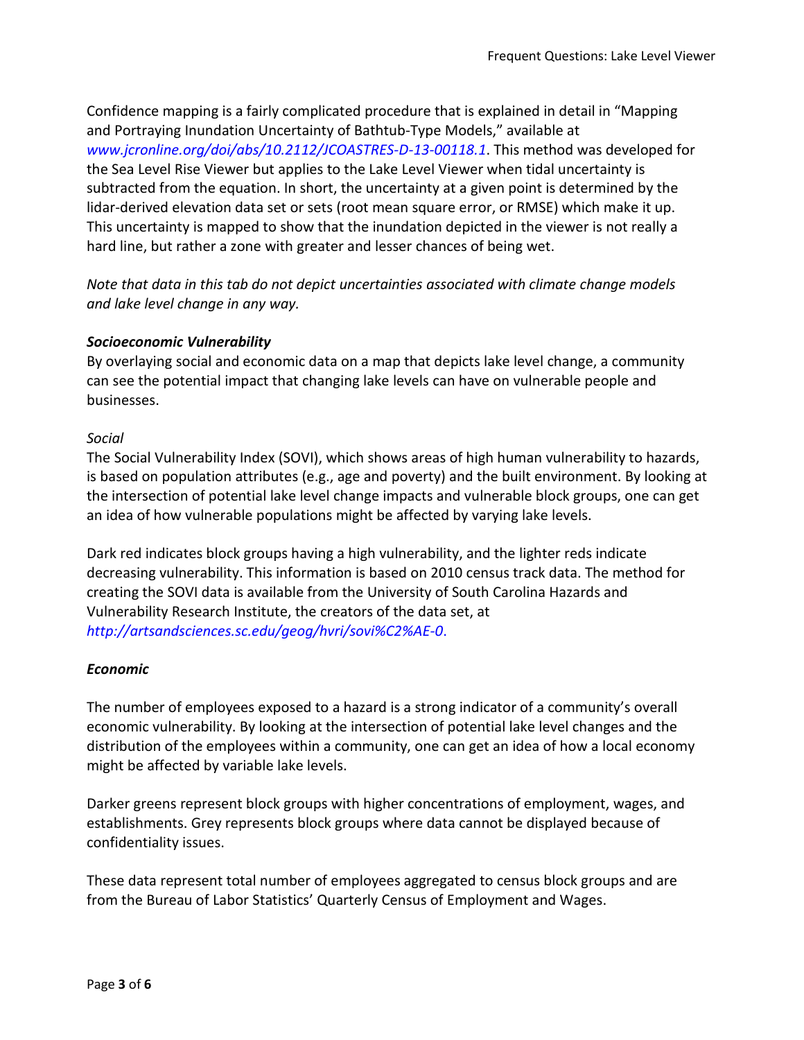Confidence mapping is a fairly complicated procedure that is explained in detail in "Mapping and Portraying Inundation Uncertainty of Bathtub-Type Models," available at *www.jcronline.org/doi/abs/10.2112/JCOASTRES-D-13-00118.1*. This method was developed for the Sea Level Rise Viewer but applies to the Lake Level Viewer when tidal uncertainty is subtracted from the equation. In short, the uncertainty at a given point is determined by the lidar-derived elevation data set or sets (root mean square error, or RMSE) which make it up. This uncertainty is mapped to show that the inundation depicted in the viewer is not really a hard line, but rather a zone with greater and lesser chances of being wet.

*Note that data in this tab do not depict uncertainties associated with climate change models and lake level change in any way.*

***Socioeconomic Vulnerability***

By overlaying social and economic data on a map that depicts lake level change, a community can see the potential impact that changing lake levels can have on vulnerable people and businesses.

*Social*

The Social Vulnerability Index (SOVI), which shows areas of high human vulnerability to hazards, is based on population attributes (e.g., age and poverty) and the built environment. By looking at the intersection of potential lake level change impacts and vulnerable block groups, one can get an idea of how vulnerable populations might be affected by varying lake levels.

Dark red indicates block groups having a high vulnerability, and the lighter reds indicate decreasing vulnerability. This information is based on 2010 census track data. The method for creating the SOVI data is available from the University of South Carolina Hazards and Vulnerability Research Institute, the creators of the data set, at *http://artsandsciences.sc.edu/geog/hvri/sovi%C2%AE-0*.

***Economic***

The number of employees exposed to a hazard is a strong indicator of a community's overall economic vulnerability. By looking at the intersection of potential lake level changes and the distribution of the employees within a community, one can get an idea of how a local economy might be affected by variable lake levels.

Darker greens represent block groups with higher concentrations of employment, wages, and establishments. Grey represents block groups where data cannot be displayed because of confidentiality issues.

These data represent total number of employees aggregated to census block groups and are from the Bureau of Labor Statistics' Quarterly Census of Employment and Wages.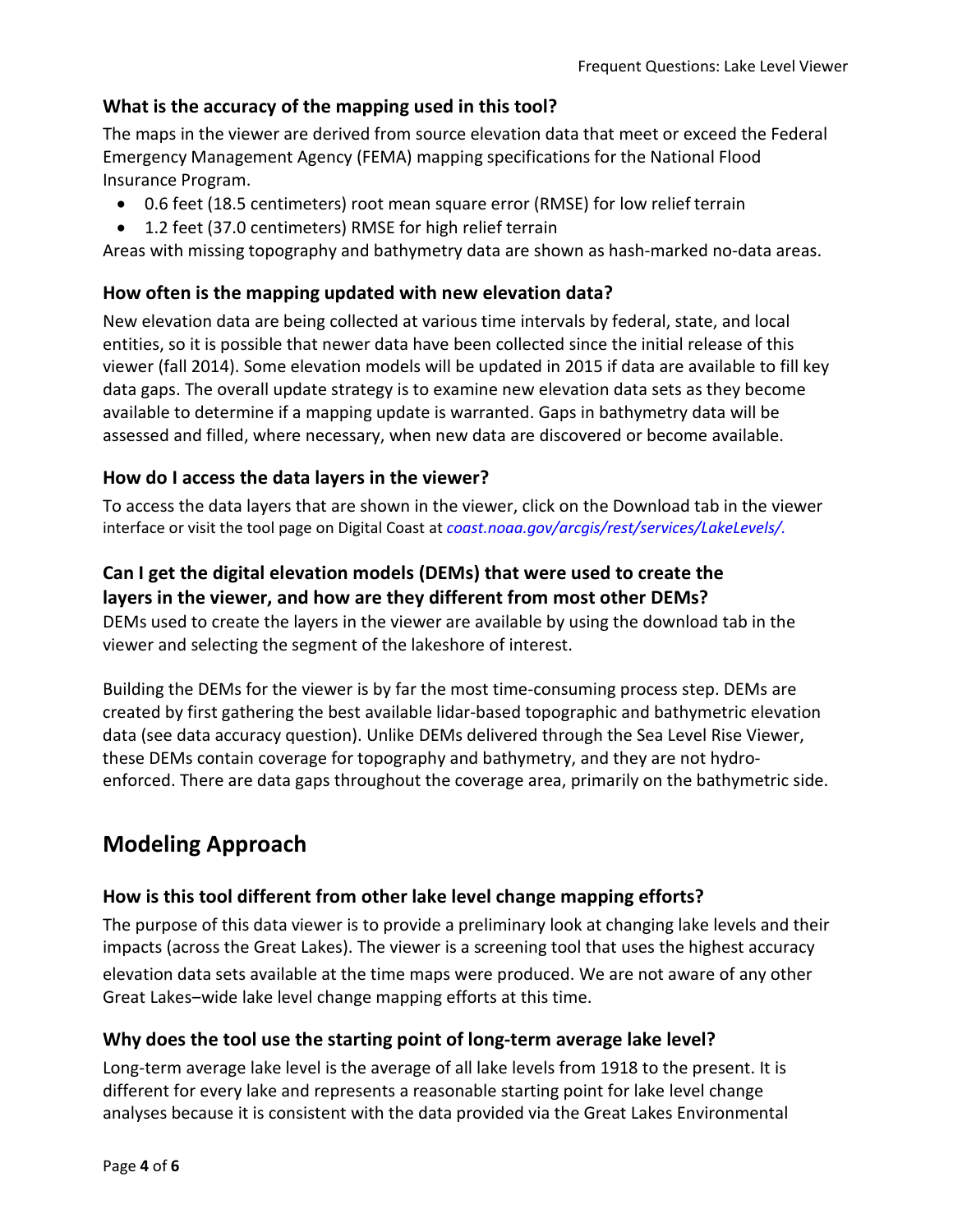### What is the accuracy of the mapping used in this tool?

The maps in the viewer are derived from source elevation data that meet or exceed the Federal Emergency Management Agency (FEMA) mapping specifications for the National Flood Insurance Program.

- 0.6 feet (18.5 centimeters) root mean square error (RMSE) for low relief terrain
- 1.2 feet (37.0 centimeters) RMSE for high relief terrain

Areas with missing topography and bathymetry data are shown as hash-marked no-data areas.

### How often is the mapping updated with new elevation data?

New elevation data are being collected at various time intervals by federal, state, and local entities, so it is possible that newer data have been collected since the initial release of this viewer (fall 2014). Some elevation models will be updated in 2015 if data are available to fill key data gaps. The overall update strategy is to examine new elevation data sets as they become available to determine if a mapping update is warranted. Gaps in bathymetry data will be assessed and filled, where necessary, when new data are discovered or become available.

### How do I access the data layers in the viewer?

To access the data layers that are shown in the viewer, click on the Download tab in the viewer interface or visit the tool page on Digital Coast at *coast.noaa.gov/arcgis/rest/services/LakeLevels/.*

### Can I get the digital elevation models (DEMs) that were used to create the layers in the viewer, and how are they different from most other DEMs?

DEMs used to create the layers in the viewer are available by using the download tab in the viewer and selecting the segment of the lakeshore of interest.

Building the DEMs for the viewer is by far the most time-consuming process step. DEMs are created by first gathering the best available lidar-based topographic and bathymetric elevation data (see data accuracy question). Unlike DEMs delivered through the Sea Level Rise Viewer, these DEMs contain coverage for topography and bathymetry, and they are not hydro-enforced. There are data gaps throughout the coverage area, primarily on the bathymetric side.

## Modeling Approach

### How is this tool different from other lake level change mapping efforts?

The purpose of this data viewer is to provide a preliminary look at changing lake levels and their impacts (across the Great Lakes). The viewer is a screening tool that uses the highest accuracy elevation data sets available at the time maps were produced. We are not aware of any other Great Lakes–wide lake level change mapping efforts at this time.

### Why does the tool use the starting point of long-term average lake level?

Long-term average lake level is the average of all lake levels from 1918 to the present. It is different for every lake and represents a reasonable starting point for lake level change analyses because it is consistent with the data provided via the Great Lakes Environmental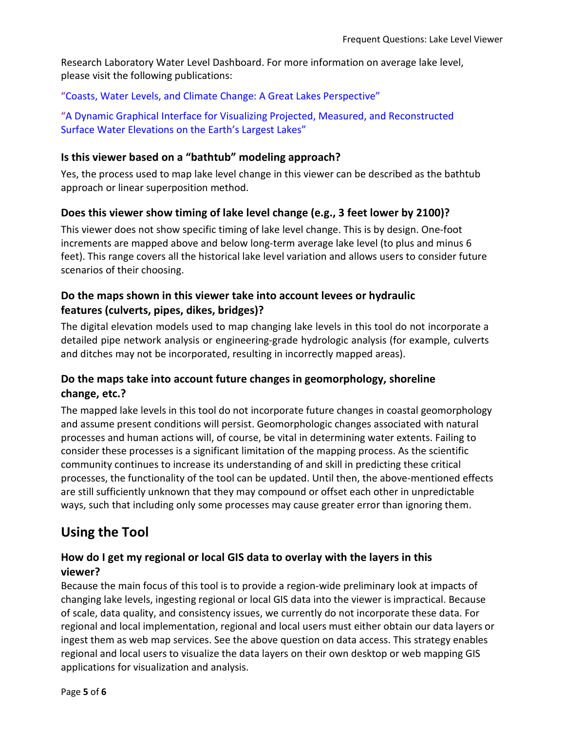Research Laboratory Water Level Dashboard. For more information on average lake level, please visit the following publications:

"Coasts, Water Levels, and Climate Change: A Great Lakes Perspective"

"A Dynamic Graphical Interface for Visualizing Projected, Measured, and Reconstructed Surface Water Elevations on the Earth's Largest Lakes"

### Is this viewer based on a "bathtub" modeling approach?

Yes, the process used to map lake level change in this viewer can be described as the bathtub approach or linear superposition method.

### Does this viewer show timing of lake level change (e.g., 3 feet lower by 2100)?

This viewer does not show specific timing of lake level change. This is by design. One-foot increments are mapped above and below long-term average lake level (to plus and minus 6 feet). This range covers all the historical lake level variation and allows users to consider future scenarios of their choosing.

### Do the maps shown in this viewer take into account levees or hydraulic features (culverts, pipes, dikes, bridges)?

The digital elevation models used to map changing lake levels in this tool do not incorporate a detailed pipe network analysis or engineering-grade hydrologic analysis (for example, culverts and ditches may not be incorporated, resulting in incorrectly mapped areas).

### Do the maps take into account future changes in geomorphology, shoreline change, etc.?

The mapped lake levels in this tool do not incorporate future changes in coastal geomorphology and assume present conditions will persist. Geomorphologic changes associated with natural processes and human actions will, of course, be vital in determining water extents. Failing to consider these processes is a significant limitation of the mapping process. As the scientific community continues to increase its understanding of and skill in predicting these critical processes, the functionality of the tool can be updated. Until then, the above-mentioned effects are still sufficiently unknown that they may compound or offset each other in unpredictable ways, such that including only some processes may cause greater error than ignoring them.

## Using the Tool

### How do I get my regional or local GIS data to overlay with the layers in this viewer?

Because the main focus of this tool is to provide a region-wide preliminary look at impacts of changing lake levels, ingesting regional or local GIS data into the viewer is impractical. Because of scale, data quality, and consistency issues, we currently do not incorporate these data. For regional and local implementation, regional and local users must either obtain our data layers or ingest them as web map services. See the above question on data access. This strategy enables regional and local users to visualize the data layers on their own desktop or web mapping GIS applications for visualization and analysis.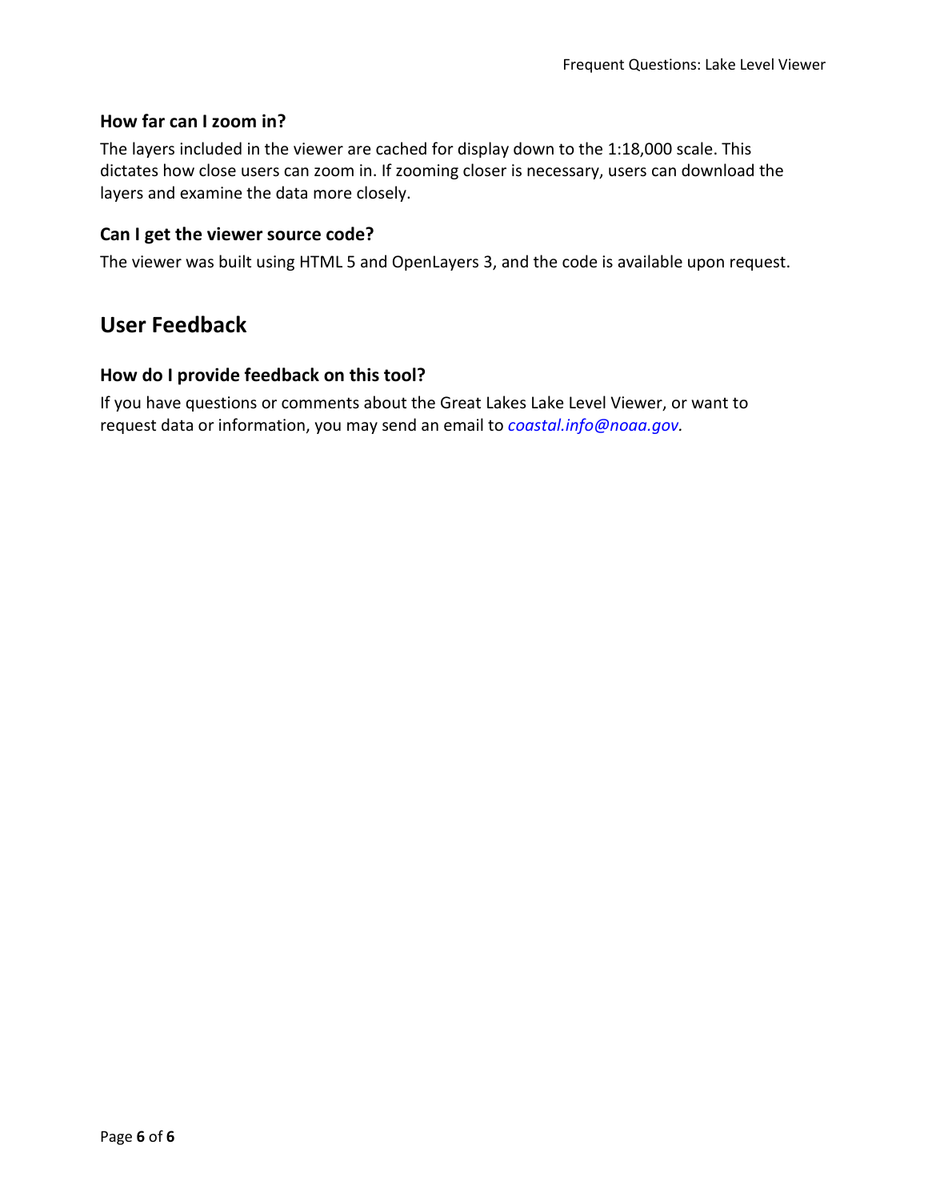### How far can I zoom in?

The layers included in the viewer are cached for display down to the 1:18,000 scale. This dictates how close users can zoom in. If zooming closer is necessary, users can download the layers and examine the data more closely.

### Can I get the viewer source code?

The viewer was built using HTML 5 and OpenLayers 3, and the code is available upon request.

## User Feedback

### How do I provide feedback on this tool?

If you have questions or comments about the Great Lakes Lake Level Viewer, or want to request data or information, you may send an email to *coastal.info@noaa.gov*.